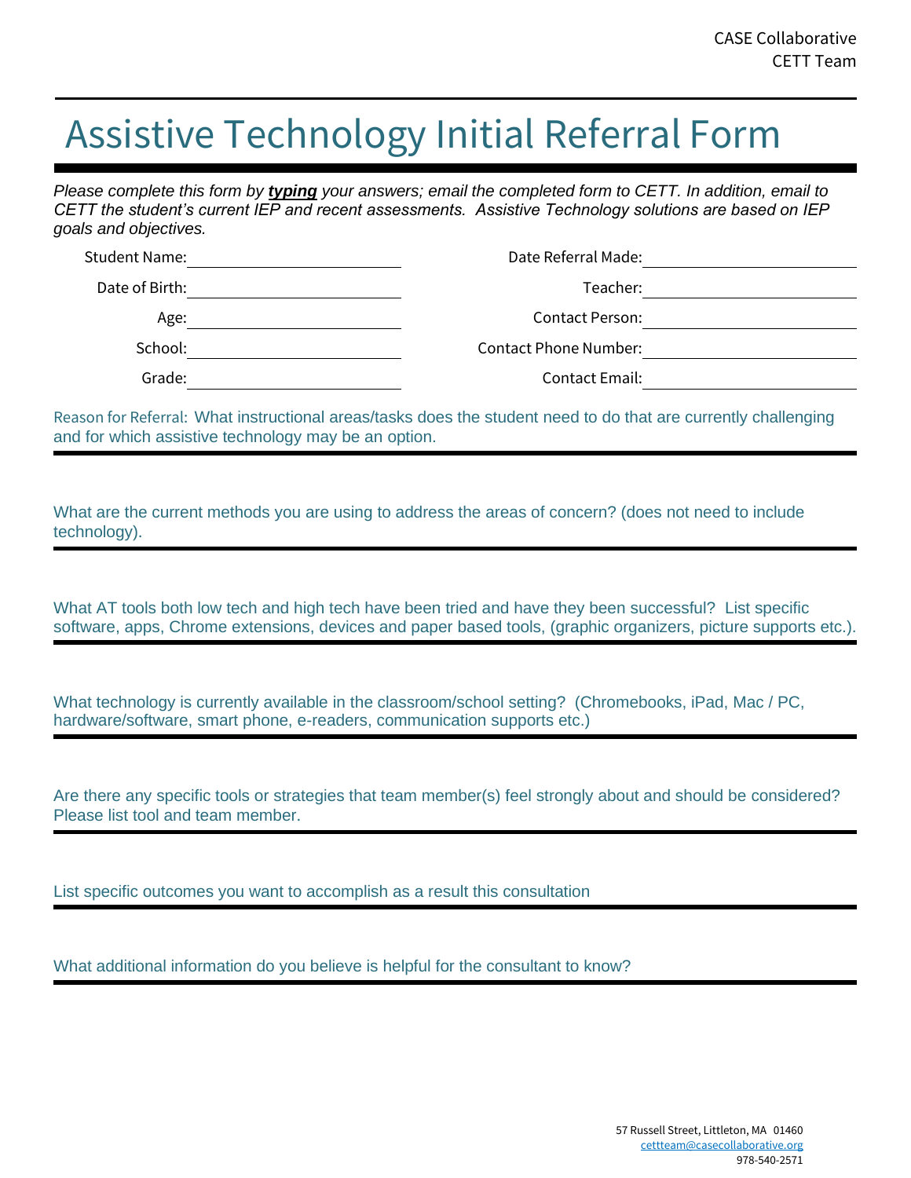CASE Collaborative
CETT Team

# Assistive Technology Initial Referral Form

*Please complete this form by **typing** your answers; email the completed form to CETT. In addition, email to CETT the student's current IEP and recent assessments. Assistive Technology solutions are based on IEP goals and objectives.*

| | | | |
|---|---|---|---|
| Student Name: | | Date Referral Made: | |
| Date of Birth: | | Teacher: | |
| Age: | | Contact Person: | |
| School: | | Contact Phone Number: | |
| Grade: | | Contact Email: | |

Reason for Referral: What instructional areas/tasks does the student need to do that are currently challenging and for which assistive technology may be an option.

---

What are the current methods you are using to address the areas of concern? (does not need to include technology).

---

What AT tools both low tech and high tech have been tried and have they been successful? List specific software, apps, Chrome extensions, devices and paper based tools, (graphic organizers, picture supports etc.).

---

What technology is currently available in the classroom/school setting? (Chromebooks, iPad, Mac / PC, hardware/software, smart phone, e-readers, communication supports etc.)

---

Are there any specific tools or strategies that team member(s) feel strongly about and should be considered? Please list tool and team member.

---

List specific outcomes you want to accomplish as a result this consultation

---

What additional information do you believe is helpful for the consultant to know?

---

57 Russell Street, Littleton, MA 01460
cettteam@casecollaborative.org
978-540-2571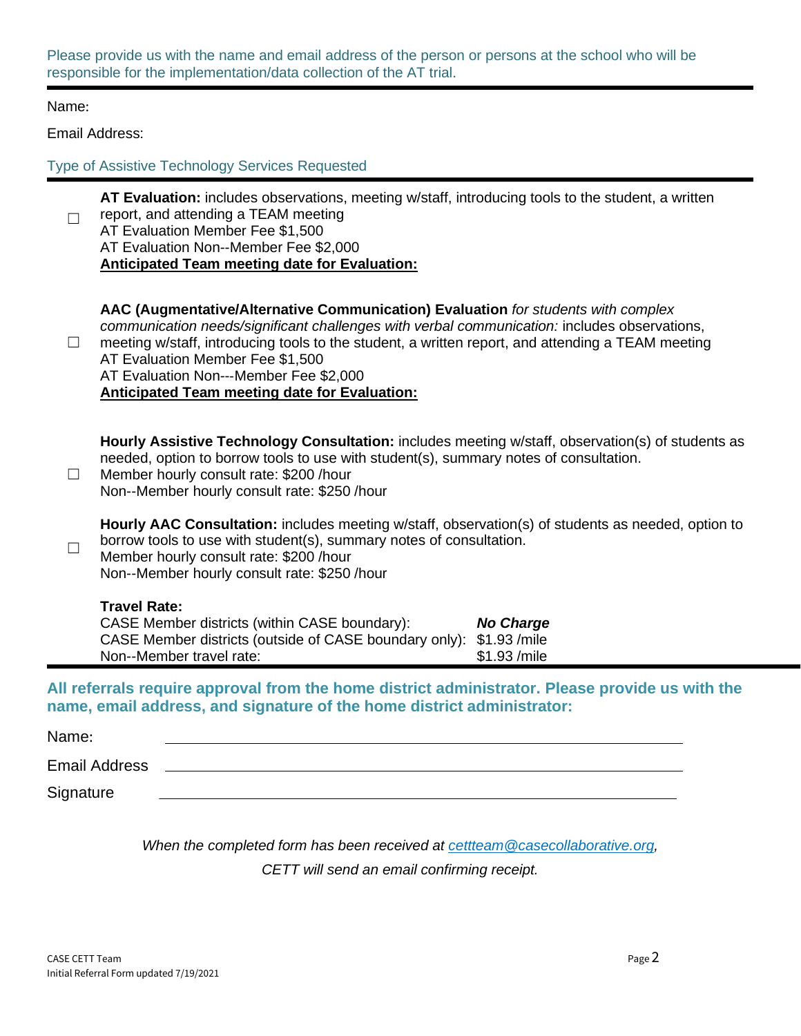Please provide us with the name and email address of the person or persons at the school who will be responsible for the implementation/data collection of the AT trial.

Name:

Email Address:

## Type of Assistive Technology Services Requested

☐ **AT Evaluation:** includes observations, meeting w/staff, introducing tools to the student, a written report, and attending a TEAM meeting
AT Evaluation Member Fee $1,500
AT Evaluation Non--Member Fee $2,000
**Anticipated Team meeting date for Evaluation:**

☐ **AAC (Augmentative/Alternative Communication) Evaluation** *for students with complex communication needs/significant challenges with verbal communication:* includes observations, meeting w/staff, introducing tools to the student, a written report, and attending a TEAM meeting
AT Evaluation Member Fee $1,500
AT Evaluation Non---Member Fee $2,000
**Anticipated Team meeting date for Evaluation:**

☐ **Hourly Assistive Technology Consultation:** includes meeting w/staff, observation(s) of students as needed, option to borrow tools to use with student(s), summary notes of consultation.
Member hourly consult rate: $200 /hour
Non--Member hourly consult rate: $250 /hour

☐ **Hourly AAC Consultation:** includes meeting w/staff, observation(s) of students as needed, option to borrow tools to use with student(s), summary notes of consultation.
Member hourly consult rate: $200 /hour
Non--Member hourly consult rate: $250 /hour

**Travel Rate:**

| | |
|---|---|
| CASE Member districts (within CASE boundary): | ***No Charge*** |
| CASE Member districts (outside of CASE boundary only): | $1.93 /mile |
| Non--Member travel rate: | $1.93 /mile |

**All referrals require approval from the home district administrator. Please provide us with the name, email address, and signature of the home district administrator:**

Name: ______________________________

Email Address ______________________________

Signature ______________________________

*When the completed form has been received at cettteam@casecollaborative.org,*

*CETT will send an email confirming receipt.*

CASE CETT Team
Initial Referral Form updated 7/19/2021